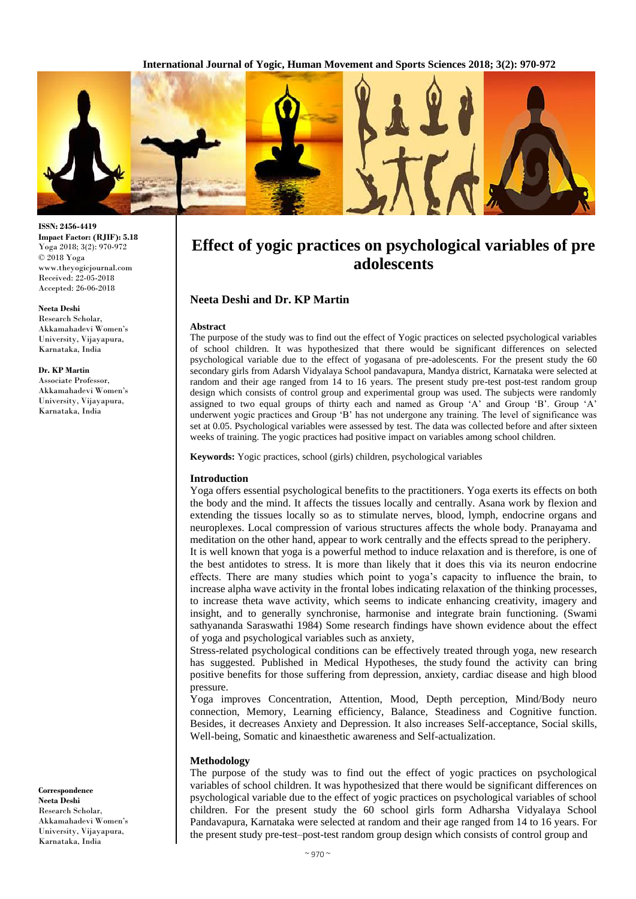ISSN: 2456-4419
Impact Factor: (RJIF): 5.18
Yoga 2018; 3(2): 970-972
© 2018 Yoga
www.theyogicjournal.com
Received: 22-05-2018
Accepted: 26-06-2018

**Neeta Deshi**
Research Scholar,
Akkamahadevi Women's University, Vijayapura, Karnataka, India

**Dr. KP Martin**
Associate Professor,
Akkamahadevi Women's University, Vijayapura, Karnataka, India

**Correspondence**
**Neeta Deshi**
Research Scholar,
Akkamahadevi Women's University, Vijayapura, Karnataka, India

# Effect of yogic practices on psychological variables of pre adolescents

**Neeta Deshi and Dr. KP Martin**

### Abstract

The purpose of the study was to find out the effect of Yogic practices on selected psychological variables of school children. It was hypothesized that there would be significant differences on selected psychological variable due to the effect of yogasana of pre-adolescents. For the present study the 60 secondary girls from Adarsh Vidyalaya School pandavapura, Mandya district, Karnataka were selected at random and their age ranged from 14 to 16 years. The present study pre-test post-test random group design which consists of control group and experimental group was used. The subjects were randomly assigned to two equal groups of thirty each and named as Group 'A' and Group 'B'. Group 'A' underwent yogic practices and Group 'B' has not undergone any training. The level of significance was set at 0.05. Psychological variables were assessed by test. The data was collected before and after sixteen weeks of training. The yogic practices had positive impact on variables among school children.

**Keywords:** Yogic practices, school (girls) children, psychological variables

### Introduction

Yoga offers essential psychological benefits to the practitioners. Yoga exerts its effects on both the body and the mind. It affects the tissues locally and centrally. Asana work by flexion and extending the tissues locally so as to stimulate nerves, blood, lymph, endocrine organs and neuroplexes. Local compression of various structures affects the whole body. Pranayama and meditation on the other hand, appear to work centrally and the effects spread to the periphery.

It is well known that yoga is a powerful method to induce relaxation and is therefore, is one of the best antidotes to stress. It is more than likely that it does this via its neuron endocrine effects. There are many studies which point to yoga's capacity to influence the brain, to increase alpha wave activity in the frontal lobes indicating relaxation of the thinking processes, to increase theta wave activity, which seems to indicate enhancing creativity, imagery and insight, and to generally synchronise, harmonise and integrate brain functioning. (Swami sathyananda Saraswathi 1984) Some research findings have shown evidence about the effect of yoga and psychological variables such as anxiety,

Stress-related psychological conditions can be effectively treated through yoga, new research has suggested. Published in Medical Hypotheses, the study found the activity can bring positive benefits for those suffering from depression, anxiety, cardiac disease and high blood pressure.

Yoga improves Concentration, Attention, Mood, Depth perception, Mind/Body neuro connection, Memory, Learning efficiency, Balance, Steadiness and Cognitive function. Besides, it decreases Anxiety and Depression. It also increases Self-acceptance, Social skills, Well-being, Somatic and kinaesthetic awareness and Self-actualization.

### Methodology

The purpose of the study was to find out the effect of yogic practices on psychological variables of school children. It was hypothesized that there would be significant differences on psychological variable due to the effect of yogic practices on psychological variables of school children. For the present study the 60 school girls form Adharsha Vidyalaya School Pandavapura, Karnataka were selected at random and their age ranged from 14 to 16 years. For the present study pre-test–post-test random group design which consists of control group and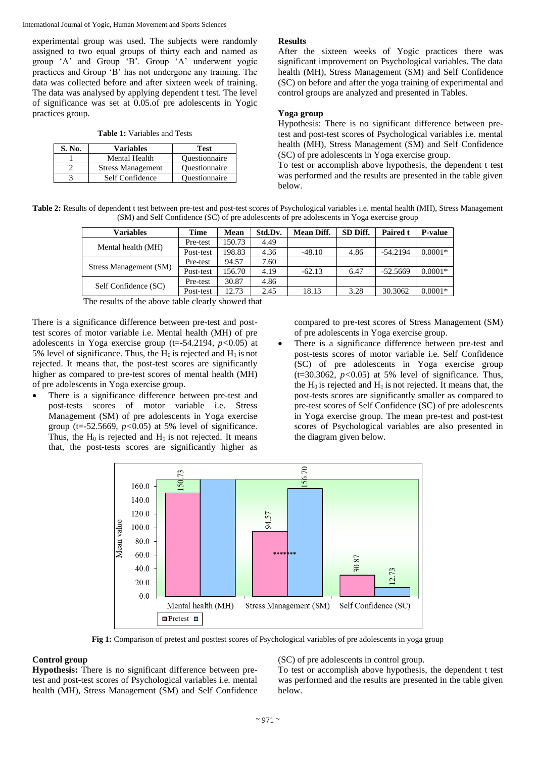experimental group was used. The subjects were randomly assigned to two equal groups of thirty each and named as group 'A' and Group 'B'. Group 'A' underwent yogic practices and Group 'B' has not undergone any training. The data was collected before and after sixteen week of training. The data was analysed by applying dependent t test. The level of significance was set at 0.05.of pre adolescents in Yogic practices group.

**Table 1:** Variables and Tests

| S. No. | Variables | Test |
|---|---|---|
| 1 | Mental Health | Questionnaire |
| 2 | Stress Management | Questionnaire |
| 3 | Self Confidence | Questionnaire |

## Results

After the sixteen weeks of Yogic practices there was significant improvement on Psychological variables. The data health (MH), Stress Management (SM) and Self Confidence (SC) on before and after the yoga training of experimental and control groups are analyzed and presented in Tables.

### Yoga group

Hypothesis: There is no significant difference between pre-test and post-test scores of Psychological variables i.e. mental health (MH), Stress Management (SM) and Self Confidence (SC) of pre adolescents in Yoga exercise group.

To test or accomplish above hypothesis, the dependent t test was performed and the results are presented in the table given below.

**Table 2:** Results of dependent t test between pre-test and post-test scores of Psychological variables i.e. mental health (MH), Stress Management (SM) and Self Confidence (SC) of pre adolescents of pre adolescents in Yoga exercise group

| Variables | Time | Mean | Std.Dv. | Mean Diff. | SD Diff. | Paired t | P-value |
|---|---|---|---|---|---|---|---|
| Mental health (MH) | Pre-test | 150.73 | 4.49 | | | | |
| | Post-test | 198.83 | 4.36 | -48.10 | 4.86 | -54.2194 | 0.0001* |
| Stress Management (SM) | Pre-test | 94.57 | 7.60 | | | | |
| | Post-test | 156.70 | 4.19 | -62.13 | 6.47 | -52.5669 | 0.0001* |
| Self Confidence (SC) | Pre-test | 30.87 | 4.86 | | | | |
| | Post-test | 12.73 | 2.45 | 18.13 | 3.28 | 30.3062 | 0.0001* |

The results of the above table clearly showed that

There is a significance difference between pre-test and post-test scores of motor variable i.e. Mental health (MH) of pre adolescents in Yoga exercise group (t=-54.2194, $p<0.05$) at 5% level of significance. Thus, the $H_0$ is rejected and $H_1$ is not rejected. It means that, the post-test scores are significantly higher as compared to pre-test scores of mental health (MH) of pre adolescents in Yoga exercise group.

- There is a significance difference between pre-test and post-tests scores of motor variable i.e. Stress Management (SM) of pre adolescents in Yoga exercise group (t=-52.5669, $p<0.05$) at 5% level of significance. Thus, the $H_0$ is rejected and $H_1$ is not rejected. It means that, the post-tests scores are significantly higher as compared to pre-test scores of Stress Management (SM) of pre adolescents in Yoga exercise group.
- There is a significance difference between pre-test and post-tests scores of motor variable i.e. Self Confidence (SC) of pre adolescents in Yoga exercise group (t=30.3062, $p<0.05$) at 5% level of significance. Thus, the $H_0$ is rejected and $H_1$ is not rejected. It means that, the post-tests scores are significantly smaller as compared to pre-test scores of Self Confidence (SC) of pre adolescents in Yoga exercise group. The mean pre-test and post-test scores of Psychological variables are also presented in the diagram given below.

**Fig 1:** Comparison of pretest and posttest scores of Psychological variables of pre adolescents in yoga group

### Control group

**Hypothesis:** There is no significant difference between pre-test and post-test scores of Psychological variables i.e. mental health (MH), Stress Management (SM) and Self Confidence (SC) of pre adolescents in control group.

To test or accomplish above hypothesis, the dependent t test was performed and the results are presented in the table given below.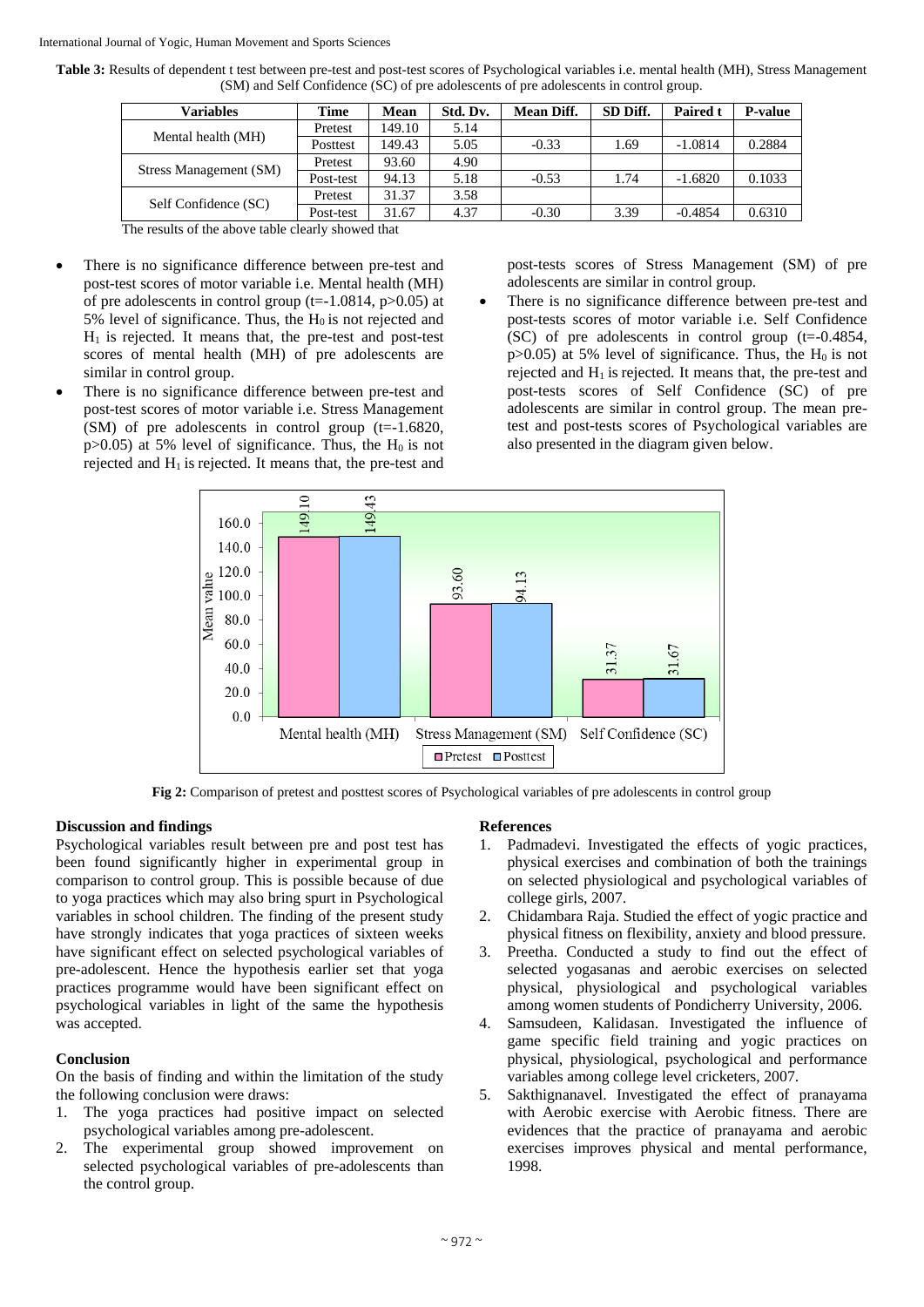**Table 3:** Results of dependent t test between pre-test and post-test scores of Psychological variables i.e. mental health (MH), Stress Management (SM) and Self Confidence (SC) of pre adolescents of pre adolescents in control group.

| Variables | Time | Mean | Std. Dv. | Mean Diff. | SD Diff. | Paired t | P-value |
|---|---|---|---|---|---|---|---|
| Mental health (MH) | Pretest | 149.10 | 5.14 | | | | |
| | Posttest | 149.43 | 5.05 | -0.33 | 1.69 | -1.0814 | 0.2884 |
| Stress Management (SM) | Pretest | 93.60 | 4.90 | | | | |
| | Post-test | 94.13 | 5.18 | -0.53 | 1.74 | -1.6820 | 0.1033 |
| Self Confidence (SC) | Pretest | 31.37 | 3.58 | | | | |
| | Post-test | 31.67 | 4.37 | -0.30 | 3.39 | -0.4854 | 0.6310 |

The results of the above table clearly showed that

- There is no significance difference between pre-test and post-test scores of motor variable i.e. Mental health (MH) of pre adolescents in control group ($t=-1.0814$, $p>0.05$) at 5% level of significance. Thus, the $H_0$ is not rejected and $H_1$ is rejected. It means that, the pre-test and post-test scores of mental health (MH) of pre adolescents are similar in control group.
- There is no significance difference between pre-test and post-test scores of motor variable i.e. Stress Management (SM) of pre adolescents in control group ($t=-1.6820$, $p>0.05$) at 5% level of significance. Thus, the $H_0$ is not rejected and $H_1$ is rejected. It means that, the pre-test and post-tests scores of Stress Management (SM) of pre adolescents are similar in control group.
- There is no significance difference between pre-test and post-tests scores of motor variable i.e. Self Confidence (SC) of pre adolescents in control group ($t=-0.4854$, $p>0.05$) at 5% level of significance. Thus, the $H_0$ is not rejected and $H_1$ is rejected. It means that, the pre-test and post-tests scores of Self Confidence (SC) of pre adolescents are similar in control group. The mean pre-test and post-tests scores of Psychological variables are also presented in the diagram given below.

Mean value

160.0
140.0
120.0
100.0
80.0
60.0
40.0
20.0
0.0

149.10
149.43
93.60
94.13
31.37
31.67

Mental health (MH)
Stress Management (SM)
Self Confidence (SC)

Pretest
Posttest

**Fig 2:** Comparison of pretest and posttest scores of Psychological variables of pre adolescents in control group

## Discussion and findings

Psychological variables result between pre and post test has been found significantly higher in experimental group in comparison to control group. This is possible because of due to yoga practices which may also bring spurt in Psychological variables in school children. The finding of the present study have strongly indicates that yoga practices of sixteen weeks have significant effect on selected psychological variables of pre-adolescent. Hence the hypothesis earlier set that yoga practices programme would have been significant effect on psychological variables in light of the same the hypothesis was accepted.

## Conclusion

On the basis of finding and within the limitation of the study the following conclusion were draws:

1. The yoga practices had positive impact on selected psychological variables among pre-adolescent.
2. The experimental group showed improvement on selected psychological variables of pre-adolescents than the control group.

## References

1. Padmadevi. Investigated the effects of yogic practices, physical exercises and combination of both the trainings on selected physiological and psychological variables of college girls, 2007.
2. Chidambara Raja. Studied the effect of yogic practice and physical fitness on flexibility, anxiety and blood pressure.
3. Preetha. Conducted a study to find out the effect of selected yogasanas and aerobic exercises on selected physical, physiological and psychological variables among women students of Pondicherry University, 2006.
4. Samsudeen, Kalidasan. Investigated the influence of game specific field training and yogic practices on physical, physiological, psychological and performance variables among college level cricketers, 2007.
5. Sakthignanavel. Investigated the effect of pranayama with Aerobic exercise with Aerobic fitness. There are evidences that the practice of pranayama and aerobic exercises improves physical and mental performance, 1998.